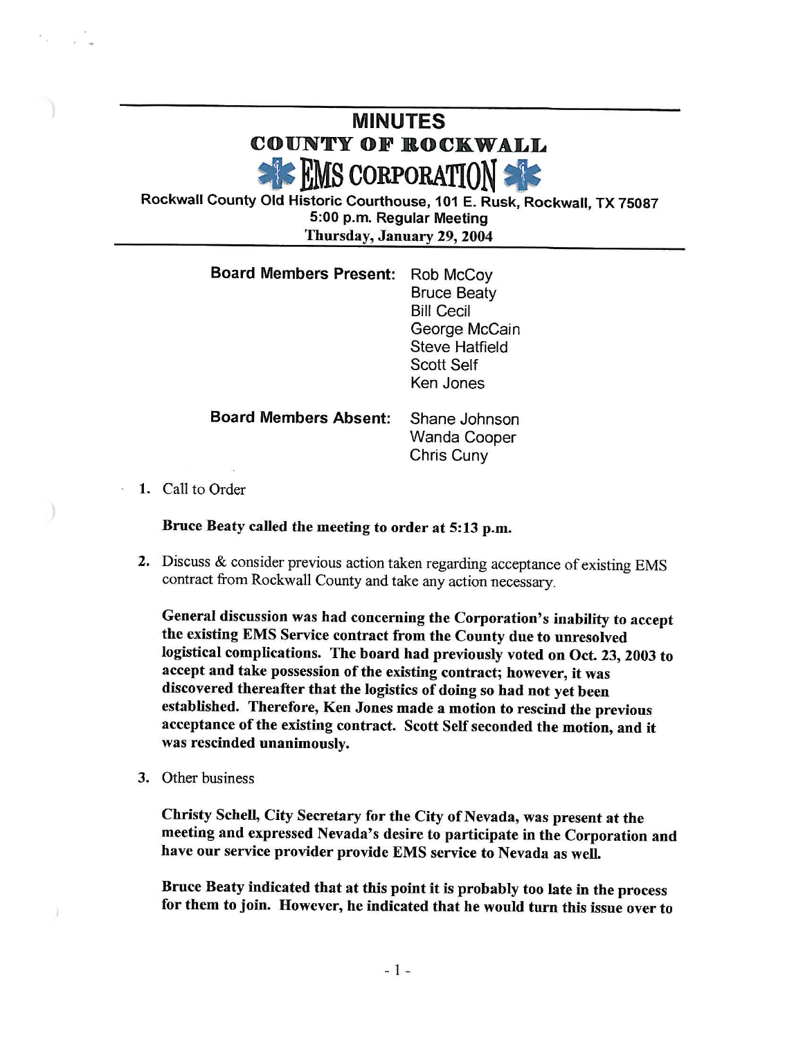# MINUTES

## COUNTY OF ROCKWALL

## EMS CORPORATION

Rockwall County Old Historic Courthouse, 101 E. Rusk, Rockwall, TX 75087
5:00 p.m. Regular Meeting
Thursday, January 29, 2004

**Board Members Present:** Rob McCoy
Bruce Beaty
Bill Cecil
George McCain
Steve Hatfield
Scott Self
Ken Jones

**Board Members Absent:** Shane Johnson
Wanda Cooper
Chris Cuny

1. Call to Order

   **Bruce Beaty called the meeting to order at 5:13 p.m.**

2. Discuss & consider previous action taken regarding acceptance of existing EMS contract from Rockwall County and take any action necessary.

   **General discussion was had concerning the Corporation's inability to accept the existing EMS Service contract from the County due to unresolved logistical complications. The board had previously voted on Oct. 23, 2003 to accept and take possession of the existing contract; however, it was discovered thereafter that the logistics of doing so had not yet been established. Therefore, Ken Jones made a motion to rescind the previous acceptance of the existing contract. Scott Self seconded the motion, and it was rescinded unanimously.**

3. Other business

   **Christy Schell, City Secretary for the City of Nevada, was present at the meeting and expressed Nevada's desire to participate in the Corporation and have our service provider provide EMS service to Nevada as well.**

   **Bruce Beaty indicated that at this point it is probably too late in the process for them to join. However, he indicated that he would turn this issue over to**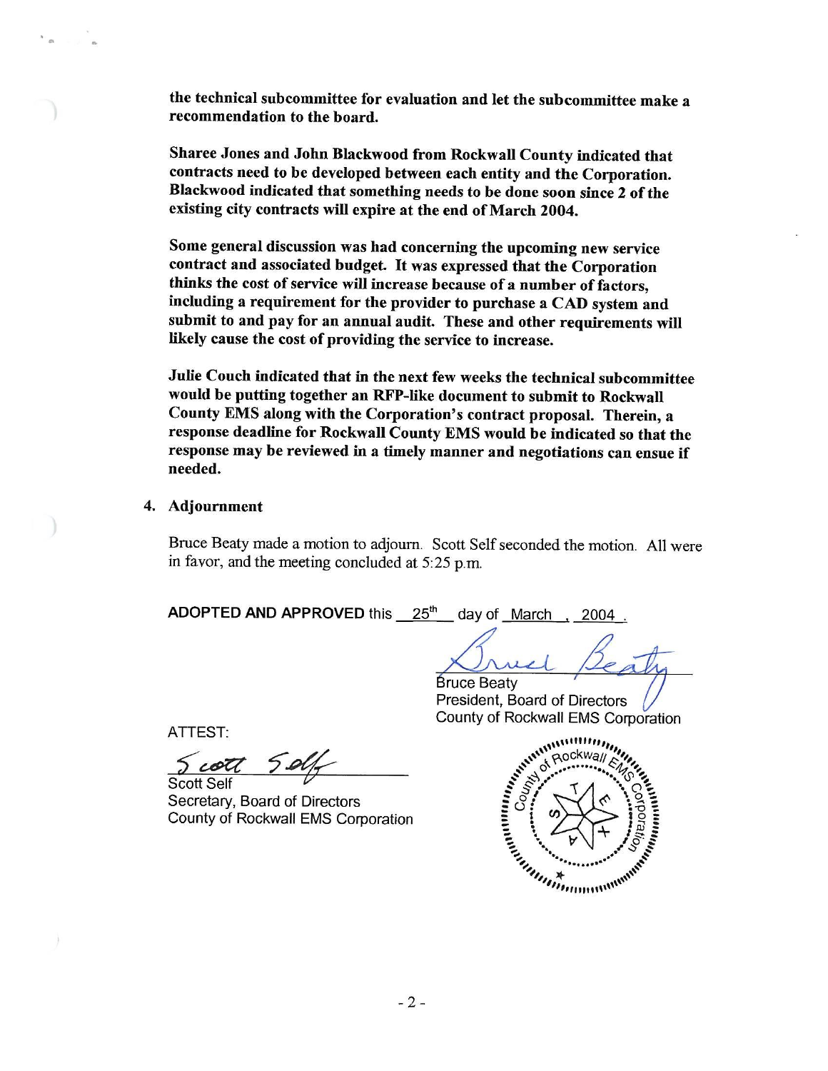**the technical subcommittee for evaluation and let the subcommittee make a recommendation to the board.**

**Sharee Jones and John Blackwood from Rockwall County indicated that contracts need to be developed between each entity and the Corporation. Blackwood indicated that something needs to be done soon since 2 of the existing city contracts will expire at the end of March 2004.**

**Some general discussion was had concerning the upcoming new service contract and associated budget. It was expressed that the Corporation thinks the cost of service will increase because of a number of factors, including a requirement for the provider to purchase a CAD system and submit to and pay for an annual audit. These and other requirements will likely cause the cost of providing the service to increase.**

**Julie Couch indicated that in the next few weeks the technical subcommittee would be putting together an RFP-like document to submit to Rockwall County EMS along with the Corporation's contract proposal. Therein, a response deadline for Rockwall County EMS would be indicated so that the response may be reviewed in a timely manner and negotiations can ensue if needed.**

4. **Adjournment**

Bruce Beaty made a motion to adjourn. Scott Self seconded the motion. All were in favor, and the meeting concluded at 5:25 p.m.

**ADOPTED AND APPROVED** this 25th day of March, 2004.

Bruce Beaty
President, Board of Directors
County of Rockwall EMS Corporation

ATTEST:

Scott Self
Secretary, Board of Directors
County of Rockwall EMS Corporation

County of Rockwall EMS Corporation
T E X A S